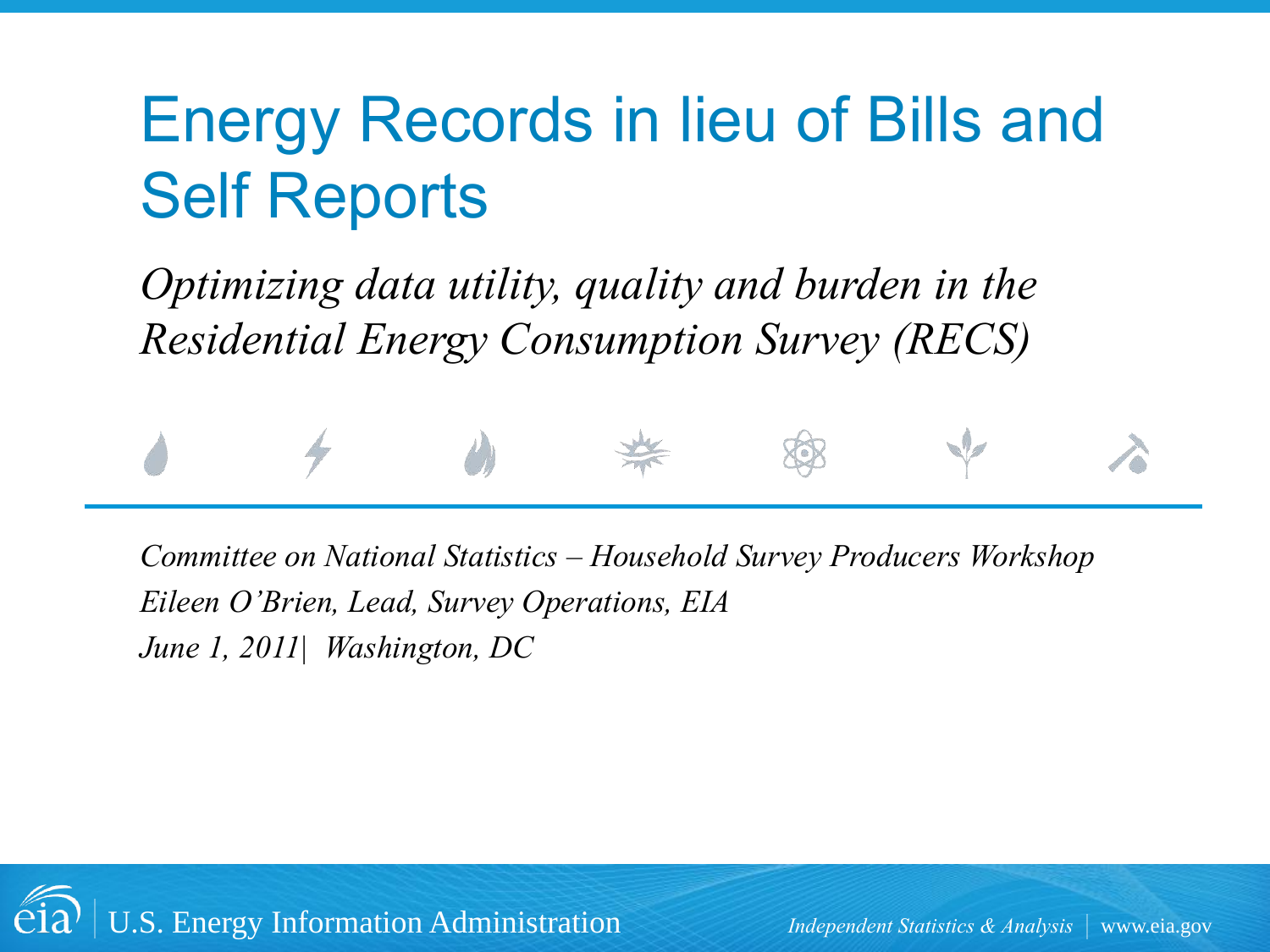# Energy Records in lieu of Bills and Self Reports

*Optimizing data utility, quality and burden in the Residential Energy Consumption Survey (RECS)*

*Committee on National Statistics – Household Survey Producers Workshop*
*Eileen O'Brien, Lead, Survey Operations, EIA*
*June 1, 2011| Washington, DC*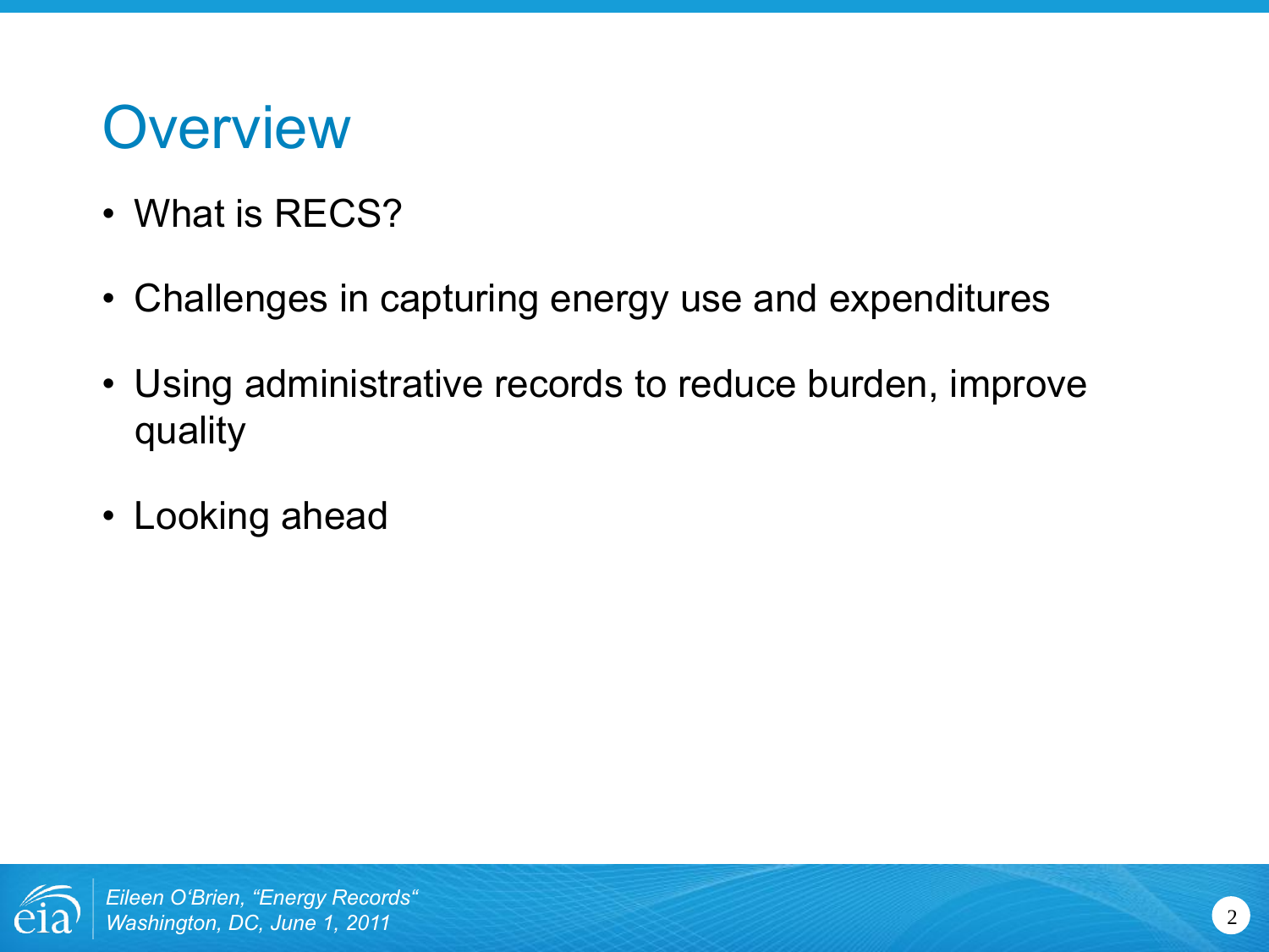# Overview

- What is RECS?
- Challenges in capturing energy use and expenditures
- Using administrative records to reduce burden, improve quality
- Looking ahead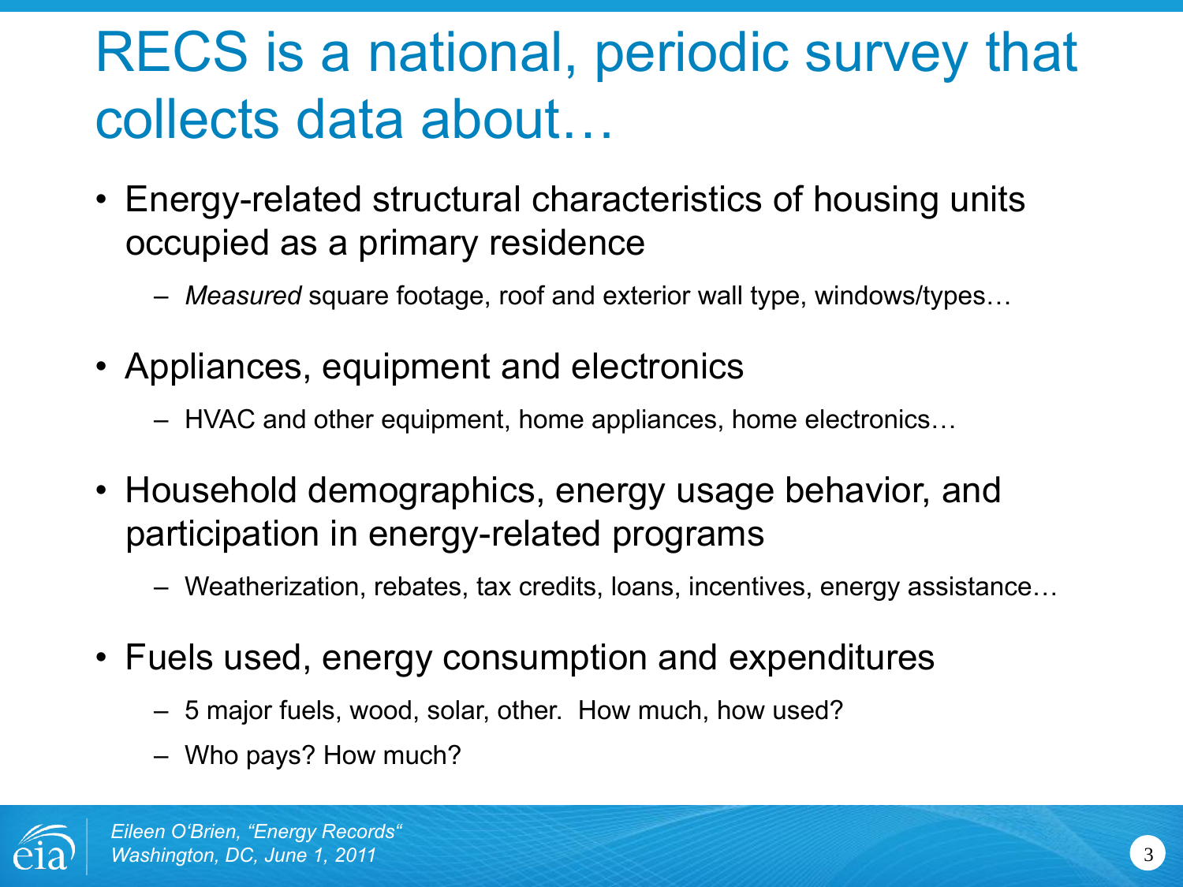# RECS is a national, periodic survey that collects data about…

- Energy-related structural characteristics of housing units occupied as a primary residence
  - *Measured* square footage, roof and exterior wall type, windows/types…
- Appliances, equipment and electronics
  - HVAC and other equipment, home appliances, home electronics…
- Household demographics, energy usage behavior, and participation in energy-related programs
  - Weatherization, rebates, tax credits, loans, incentives, energy assistance…
- Fuels used, energy consumption and expenditures
  - 5 major fuels, wood, solar, other. How much, how used?
  - Who pays? How much?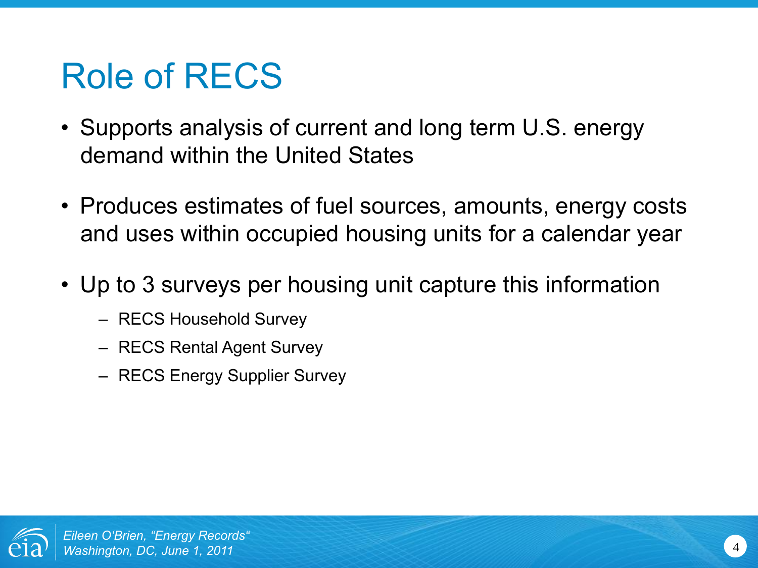# Role of RECS

- Supports analysis of current and long term U.S. energy demand within the United States
- Produces estimates of fuel sources, amounts, energy costs and uses within occupied housing units for a calendar year
- Up to 3 surveys per housing unit capture this information
  - RECS Household Survey
  - RECS Rental Agent Survey
  - RECS Energy Supplier Survey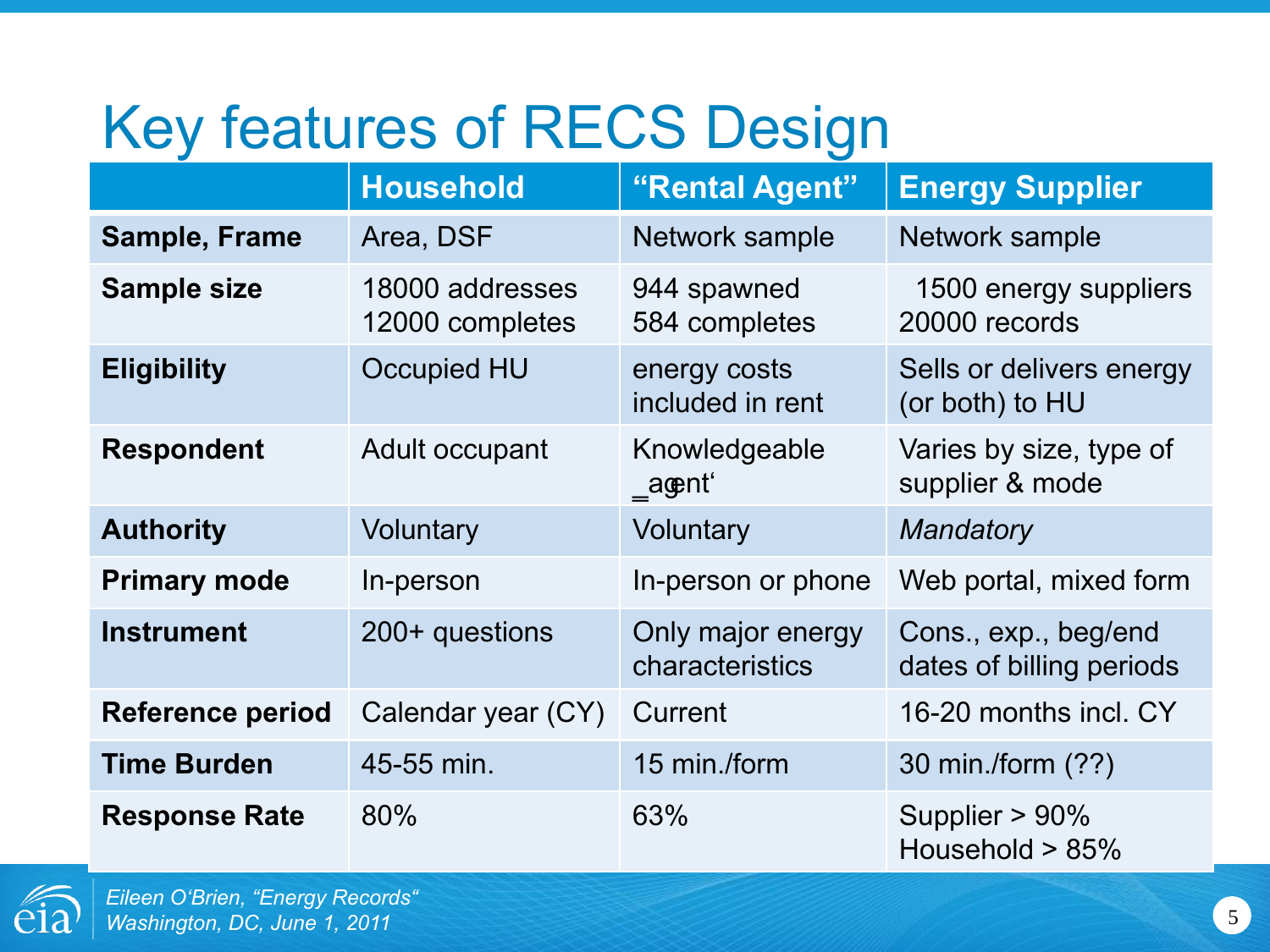# Key features of RECS Design

| | Household | "Rental Agent" | Energy Supplier |
|---|---|---|---|
| **Sample, Frame** | Area, DSF | Network sample | Network sample |
| **Sample size** | 18000 addresses<br>12000 completes | 944 spawned<br>584 completes | 1500 energy suppliers<br>20000 records |
| **Eligibility** | Occupied HU | energy costs included in rent | Sells or delivers energy (or both) to HU |
| **Respondent** | Adult occupant | Knowledgeable 'agent' | Varies by size, type of supplier & mode |
| **Authority** | Voluntary | Voluntary | *Mandatory* |
| **Primary mode** | In-person | In-person or phone | Web portal, mixed form |
| **Instrument** | 200+ questions | Only major energy characteristics | Cons., exp., beg/end dates of billing periods |
| **Reference period** | Calendar year (CY) | Current | 16-20 months incl. CY |
| **Time Burden** | 45-55 min. | 15 min./form | 30 min./form (??) |
| **Response Rate** | 80% | 63% | Supplier > 90%<br>Household > 85% |

*Eileen O'Brien, "Energy Records"*
*Washington, DC, June 1, 2011*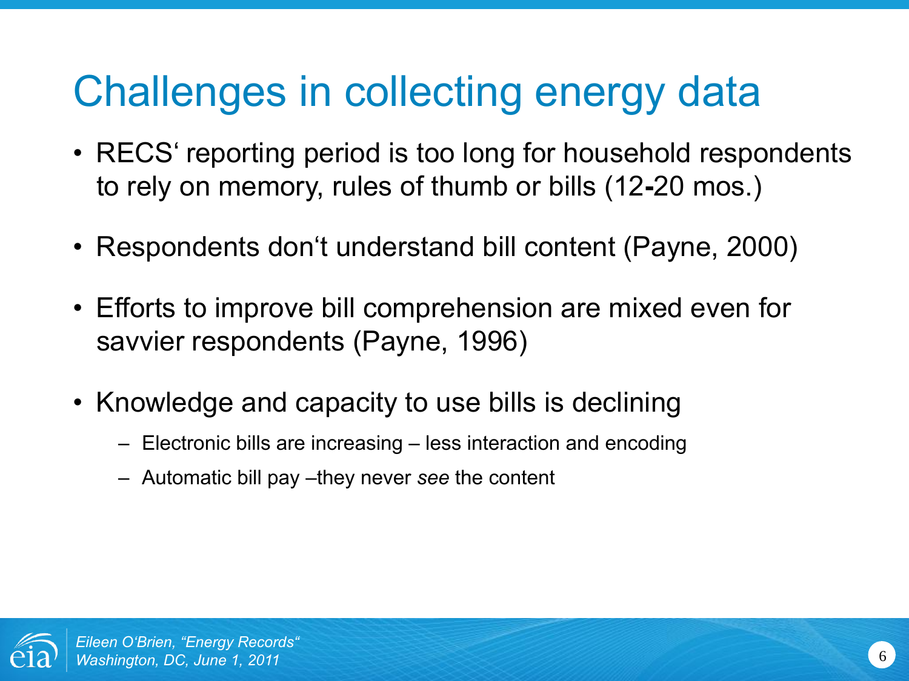# Challenges in collecting energy data

- RECS' reporting period is too long for household respondents to rely on memory, rules of thumb or bills (12-20 mos.)
- Respondents don't understand bill content (Payne, 2000)
- Efforts to improve bill comprehension are mixed even for savvier respondents (Payne, 1996)
- Knowledge and capacity to use bills is declining
  - Electronic bills are increasing – less interaction and encoding
  - Automatic bill pay –they never *see* the content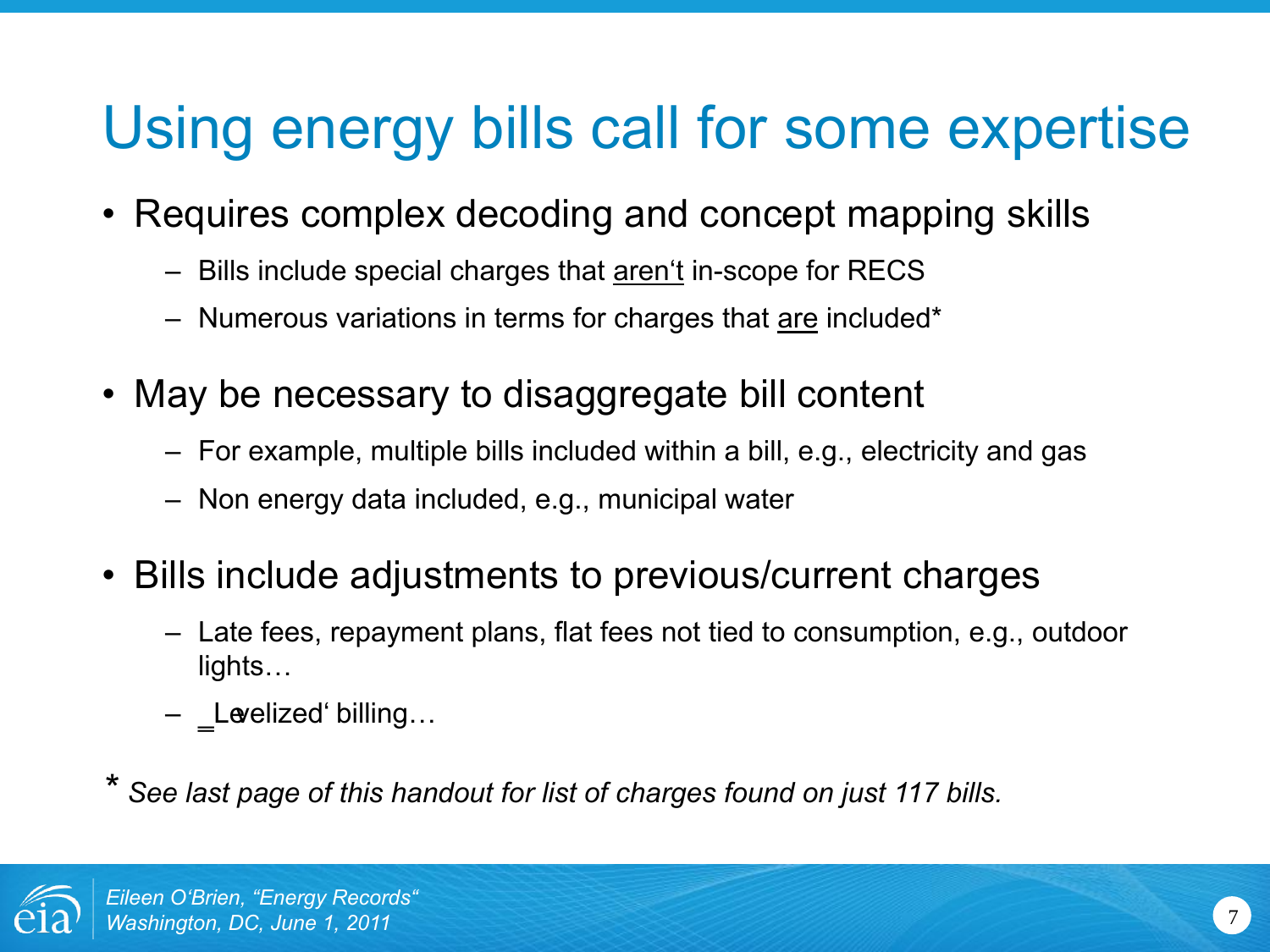# Using energy bills call for some expertise

- Requires complex decoding and concept mapping skills
  - Bills include special charges that <u>aren't</u> in-scope for RECS
  - Numerous variations in terms for charges that <u>are</u> included*
- May be necessary to disaggregate bill content
  - For example, multiple bills included within a bill, e.g., electricity and gas
  - Non energy data included, e.g., municipal water
- Bills include adjustments to previous/current charges
  - Late fees, repayment plans, flat fees not tied to consumption, e.g., outdoor lights…
  - 'Levelized' billing…

\* *See last page of this handout for list of charges found on just 117 bills.*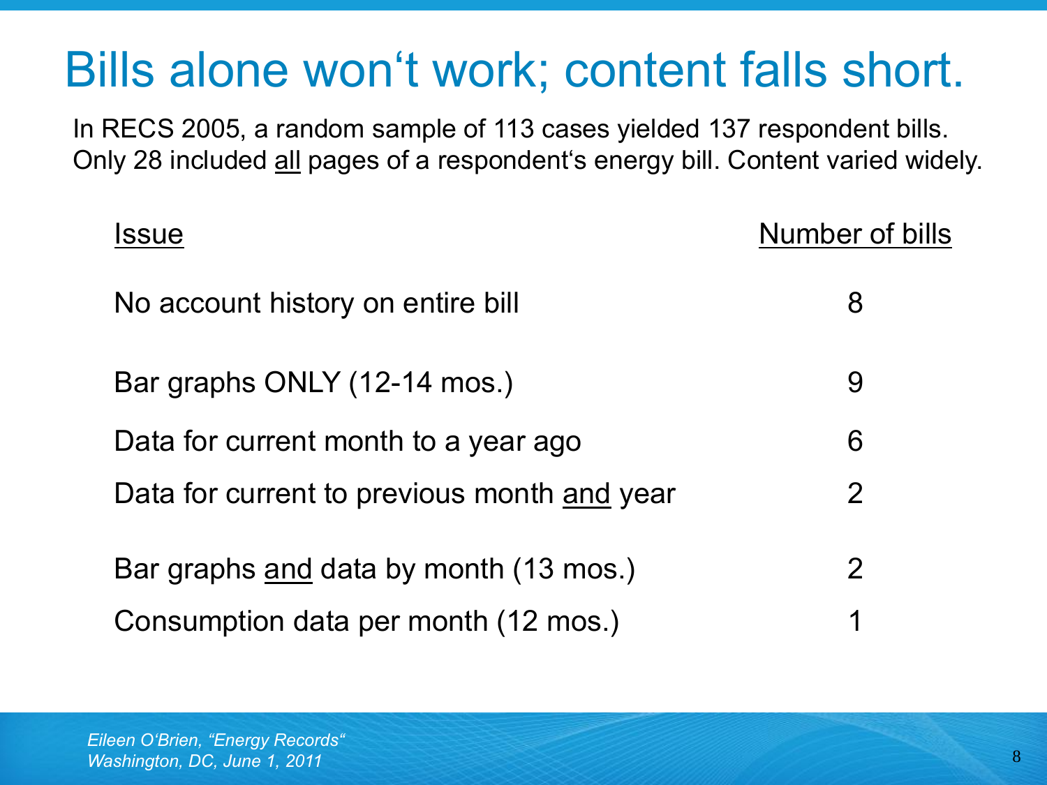# Bills alone won't work; content falls short.

In RECS 2005, a random sample of 113 cases yielded 137 respondent bills. Only 28 included all pages of a respondent's energy bill. Content varied widely.

| Issue | Number of bills |
| --- | --- |
| No account history on entire bill | 8 |
| Bar graphs ONLY (12-14 mos.) | 9 |
| Data for current month to a year ago | 6 |
| Data for current to previous month and year | 2 |
| Bar graphs and data by month (13 mos.) | 2 |
| Consumption data per month (12 mos.) | 1 |

*Eileen O'Brien, "Energy Records"*
*Washington, DC, June 1, 2011*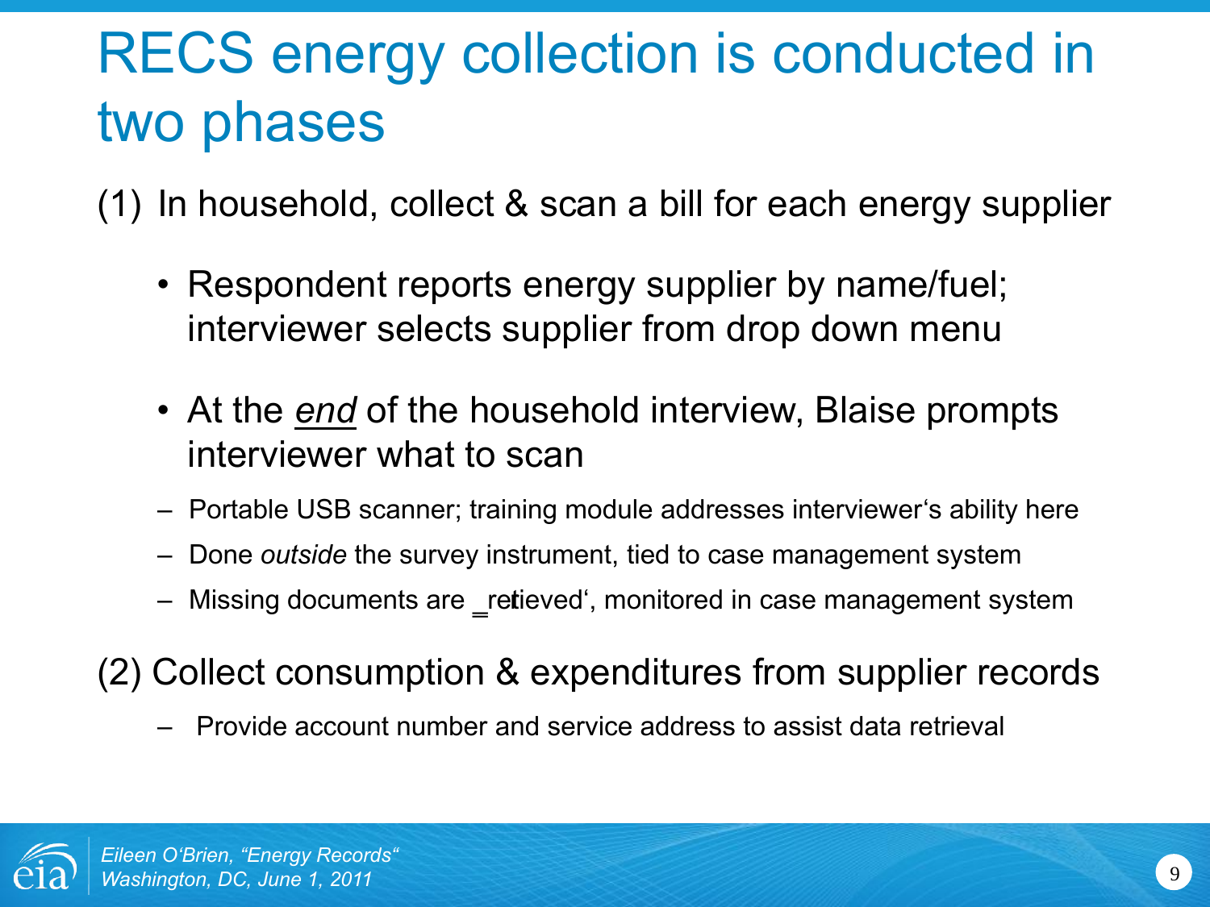# RECS energy collection is conducted in two phases

(1) In household, collect & scan a bill for each energy supplier

- Respondent reports energy supplier by name/fuel; interviewer selects supplier from drop down menu
- At the *end* of the household interview, Blaise prompts interviewer what to scan
  - Portable USB scanner; training module addresses interviewer's ability here
  - Done *outside* the survey instrument, tied to case management system
  - Missing documents are 'retrieved', monitored in case management system

(2) Collect consumption & expenditures from supplier records

- Provide account number and service address to assist data retrieval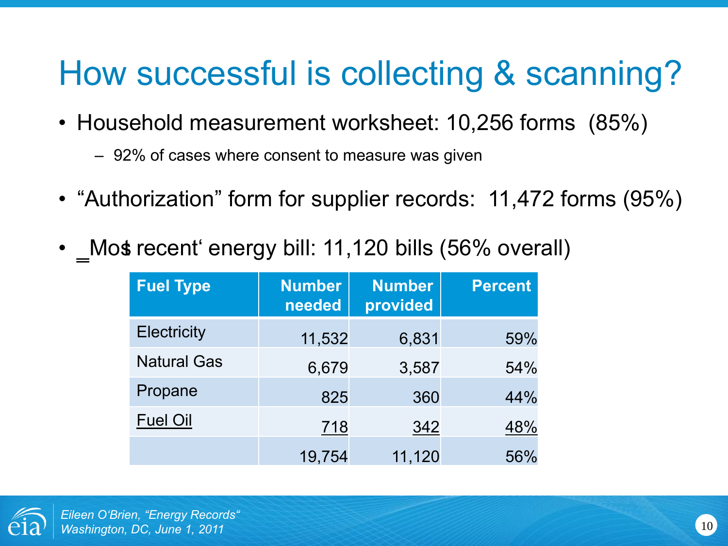# How successful is collecting & scanning?

- Household measurement worksheet: 10,256 forms (85%)
  - 92% of cases where consent to measure was given
- "Authorization" form for supplier records: 11,472 forms (95%)
- "Most recent" energy bill: 11,120 bills (56% overall)

| Fuel Type | Number needed | Number provided | Percent |
|---|---|---|---|
| Electricity | 11,532 | 6,831 | 59% |
| Natural Gas | 6,679 | 3,587 | 54% |
| Propane | 825 | 360 | 44% |
| Fuel Oil | 718 | 342 | 48% |
| | 19,754 | 11,120 | 56% |

*Eileen O'Brien, "Energy Records"*
*Washington, DC, June 1, 2011*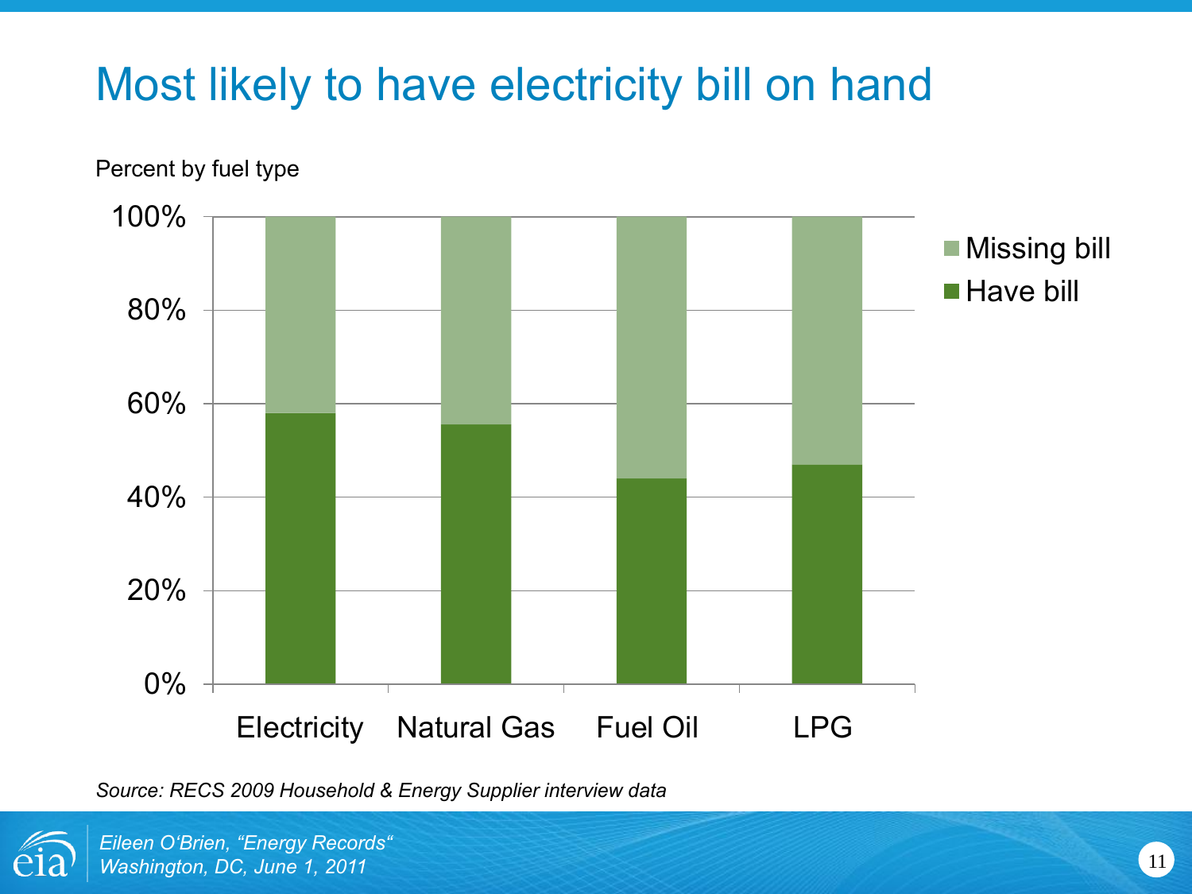# Most likely to have electricity bill on hand

Percent by fuel type

| | Missing bill | Have bill |
|---|---|---|
| Electricity | | |
| Natural Gas | | |
| Fuel Oil | | |
| LPG | | |

*Source: RECS 2009 Household & Energy Supplier interview data*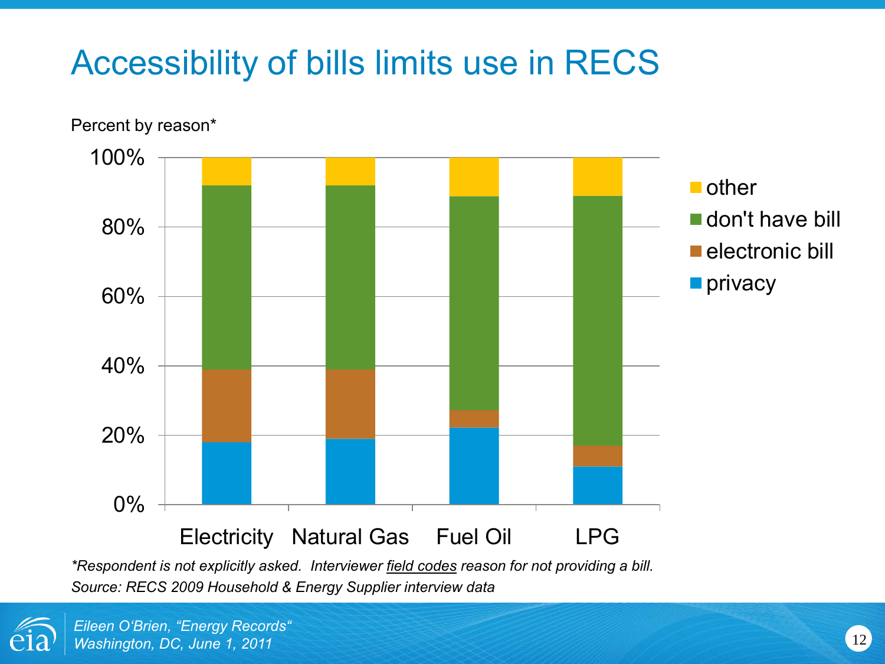# Accessibility of bills limits use in RECS

Percent by reason*

*Respondent is not explicitly asked. Interviewer <u>field codes</u> reason for not providing a bill.*

*Source: RECS 2009 Household & Energy Supplier interview data*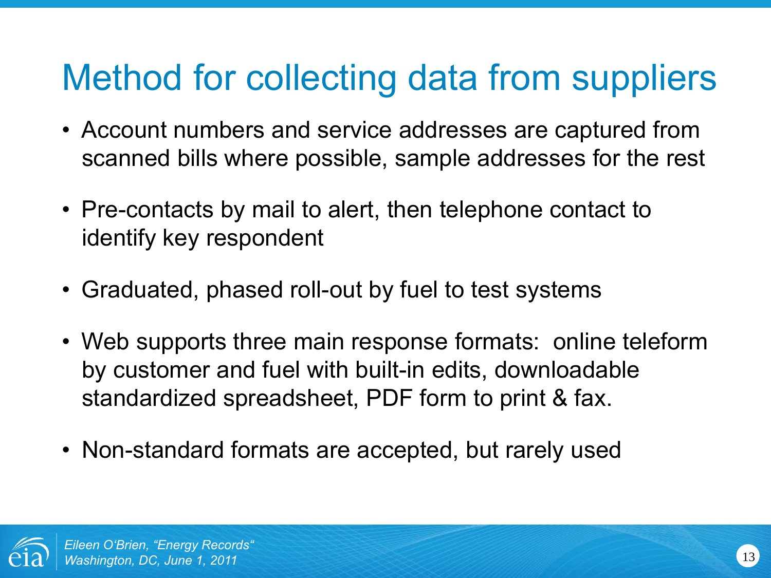# Method for collecting data from suppliers

- Account numbers and service addresses are captured from scanned bills where possible, sample addresses for the rest
- Pre-contacts by mail to alert, then telephone contact to identify key respondent
- Graduated, phased roll-out by fuel to test systems
- Web supports three main response formats: online teleform by customer and fuel with built-in edits, downloadable standardized spreadsheet, PDF form to print & fax.
- Non-standard formats are accepted, but rarely used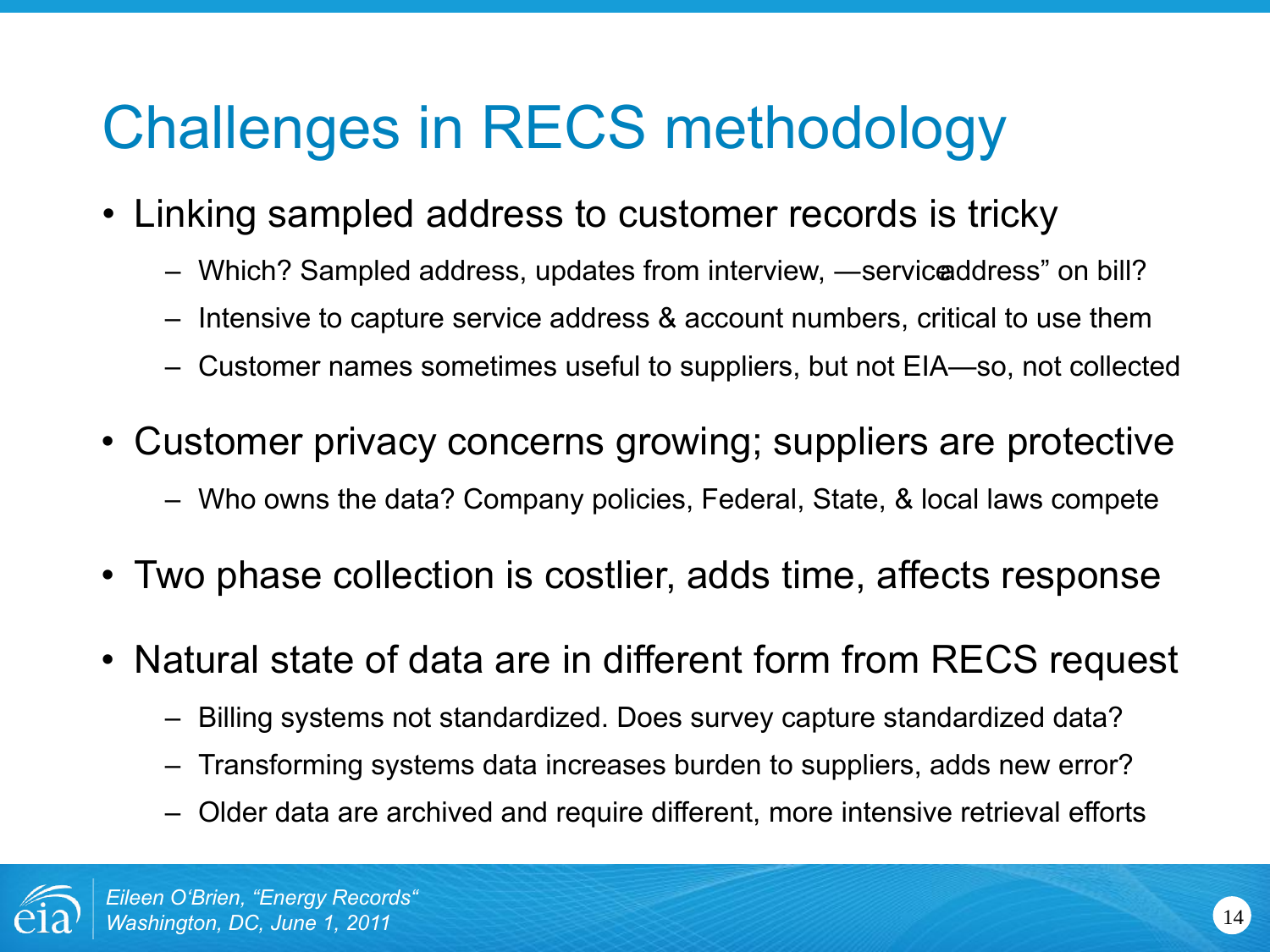# Challenges in RECS methodology

- Linking sampled address to customer records is tricky
  - Which? Sampled address, updates from interview, —service address” on bill?
  - Intensive to capture service address & account numbers, critical to use them
  - Customer names sometimes useful to suppliers, but not EIA—so, not collected
- Customer privacy concerns growing; suppliers are protective
  - Who owns the data? Company policies, Federal, State, & local laws compete
- Two phase collection is costlier, adds time, affects response
- Natural state of data are in different form from RECS request
  - Billing systems not standardized. Does survey capture standardized data?
  - Transforming systems data increases burden to suppliers, adds new error?
  - Older data are archived and require different, more intensive retrieval efforts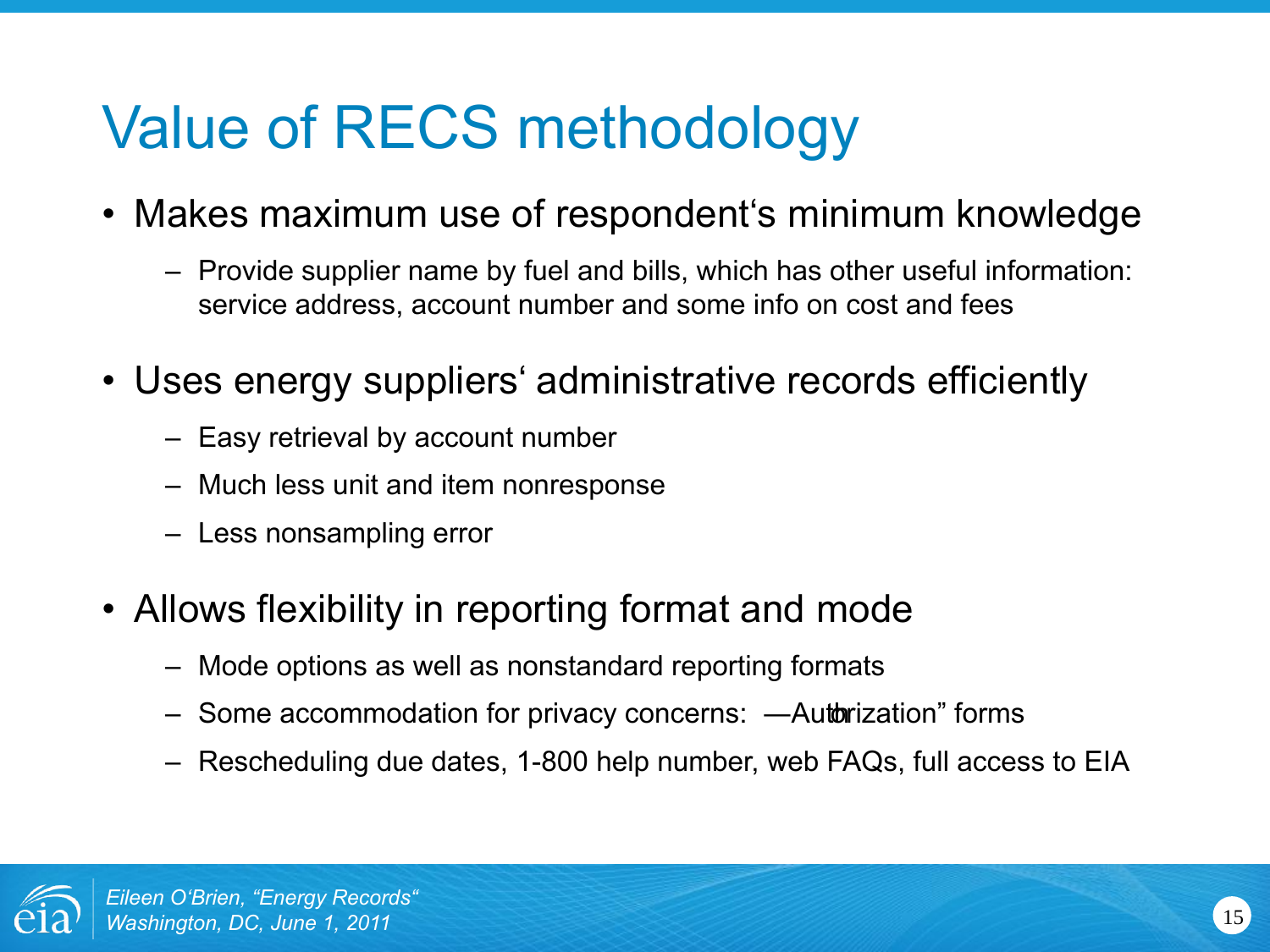# Value of RECS methodology

- Makes maximum use of respondent‘s minimum knowledge
  - Provide supplier name by fuel and bills, which has other useful information: service address, account number and some info on cost and fees
- Uses energy suppliers‘ administrative records efficiently
  - Easy retrieval by account number
  - Much less unit and item nonresponse
  - Less nonsampling error
- Allows flexibility in reporting format and mode
  - Mode options as well as nonstandard reporting formats
  - Some accommodation for privacy concerns: —Authorization" forms
  - Rescheduling due dates, 1-800 help number, web FAQs, full access to EIA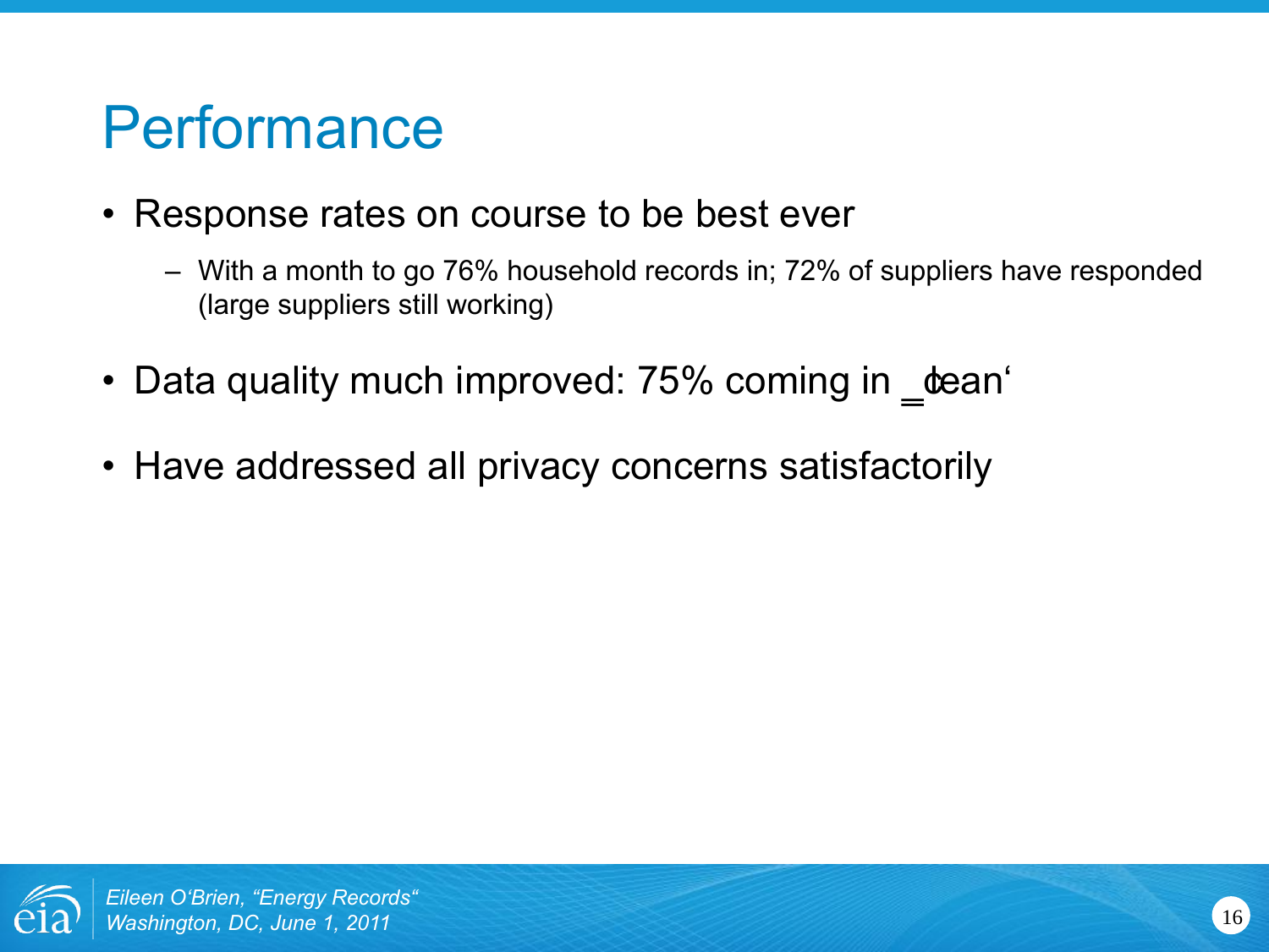# Performance

- Response rates on course to be best ever
  - With a month to go 76% household records in; 72% of suppliers have responded (large suppliers still working)
- Data quality much improved: 75% coming in ‗clean'
- Have addressed all privacy concerns satisfactorily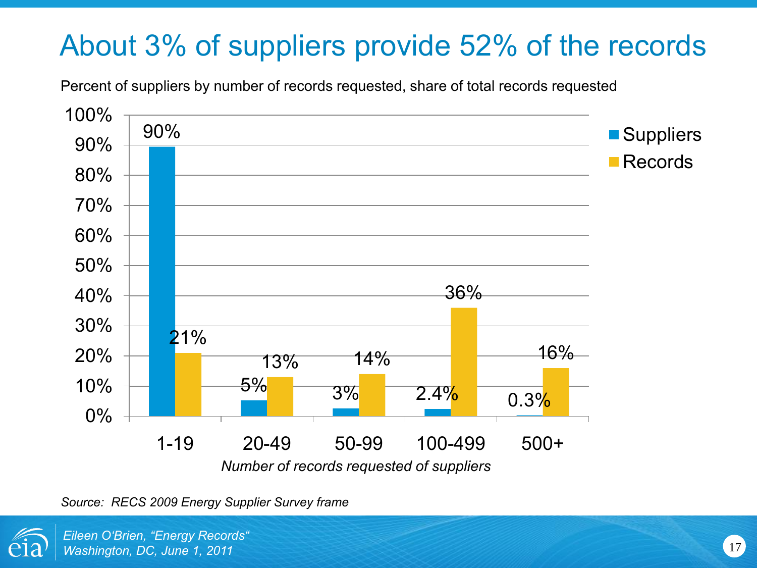# About 3% of suppliers provide 52% of the records

Percent of suppliers by number of records requested, share of total records requested

| Number of records requested of suppliers | Suppliers | Records |
|---|---|---|
| 1-19 | 90% | 21% |
| 20-49 | 5% | 13% |
| 50-99 | 3% | 14% |
| 100-499 | 2.4% | 36% |
| 500+ | 0.3% | 16% |

*Source: RECS 2009 Energy Supplier Survey frame*

*Eileen O'Brien, "Energy Records"*
*Washington, DC, June 1, 2011*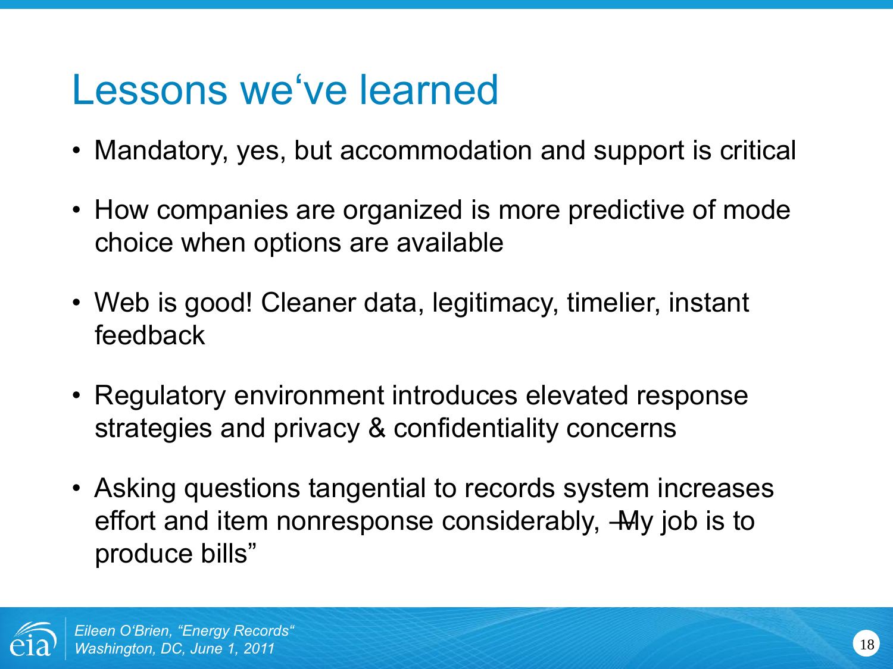# Lessons we've learned

- Mandatory, yes, but accommodation and support is critical
- How companies are organized is more predictive of mode choice when options are available
- Web is good! Cleaner data, legitimacy, timelier, instant feedback
- Regulatory environment introduces elevated response strategies and privacy & confidentiality concerns
- Asking questions tangential to records system increases effort and item nonresponse considerably, "My job is to produce bills"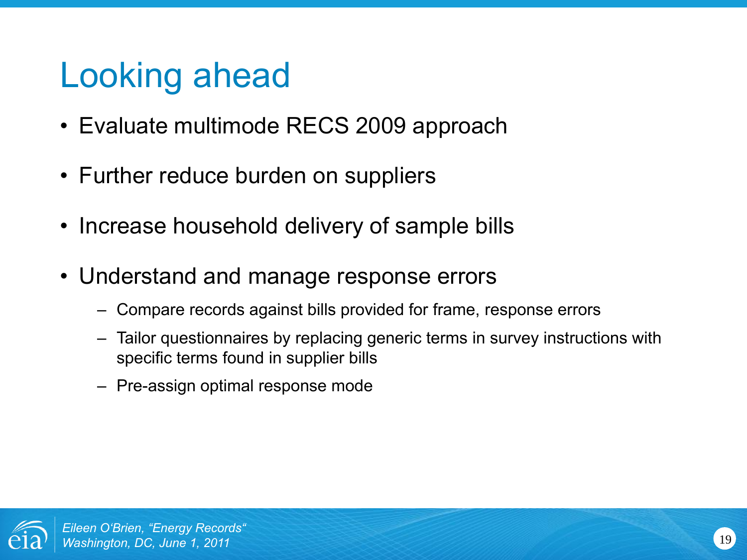# Looking ahead

- Evaluate multimode RECS 2009 approach
- Further reduce burden on suppliers
- Increase household delivery of sample bills
- Understand and manage response errors
  - Compare records against bills provided for frame, response errors
  - Tailor questionnaires by replacing generic terms in survey instructions with specific terms found in supplier bills
  - Pre-assign optimal response mode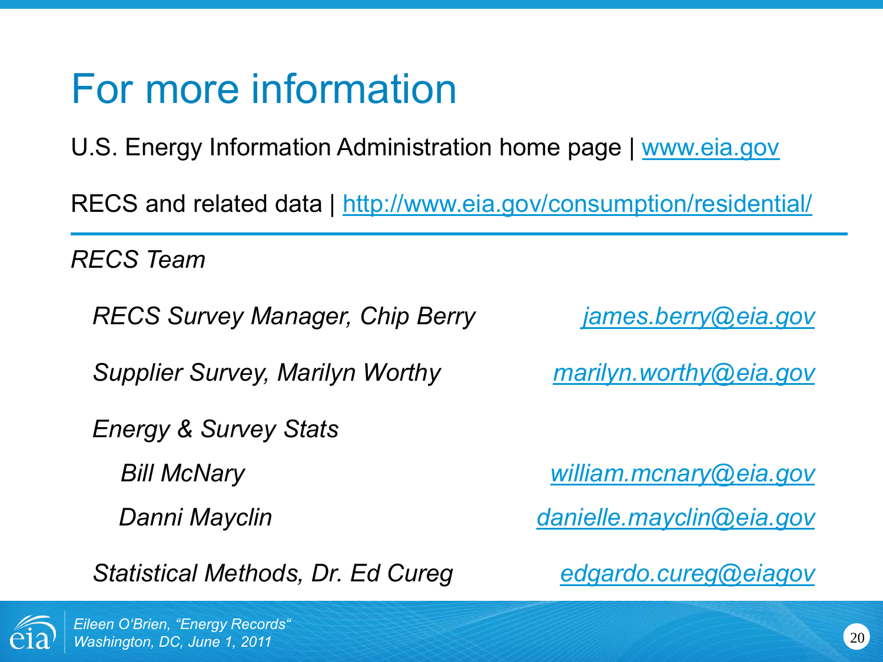# For more information

U.S. Energy Information Administration home page | www.eia.gov

RECS and related data | http://www.eia.gov/consumption/residential/

---

*RECS Team*

*RECS Survey Manager, Chip Berry* — *james.berry@eia.gov*

*Supplier Survey, Marilyn Worthy* — *marilyn.worthy@eia.gov*

*Energy & Survey Stats*

- *Bill McNary* — *william.mcnary@eia.gov*
- *Danni Mayclin* — *danielle.mayclin@eia.gov*

*Statistical Methods, Dr. Ed Cureg* — *edgardo.cureg@eiagov*

*Eileen O'Brien, "Energy Records"*
*Washington, DC, June 1, 2011*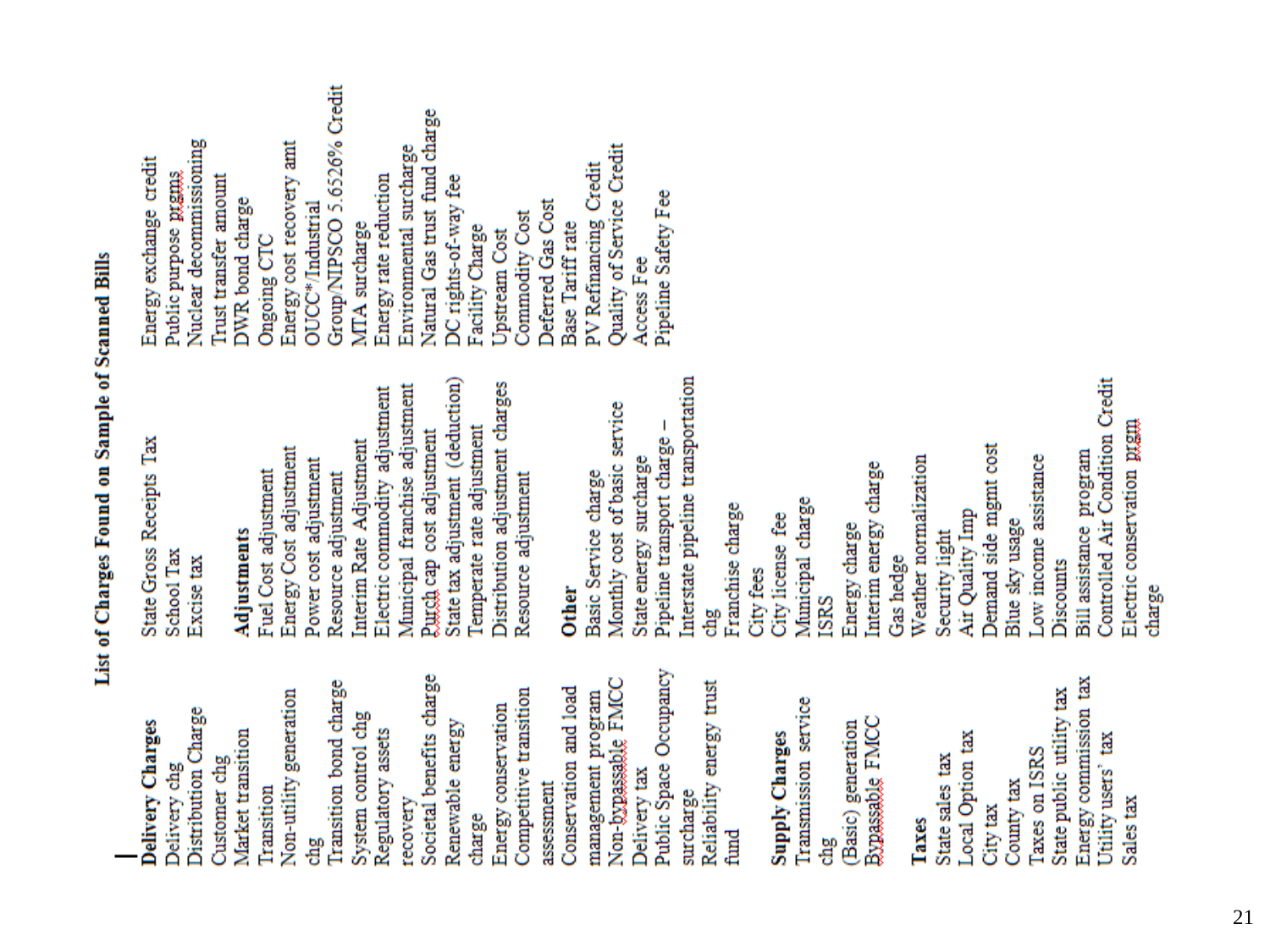# List of Charges Found on Sample of Scanned Bills

**Delivery Charges**
Delivery chg
Distribution Charge
Customer chg
Market transition
Transition
Non-utility generation chg
Transition bond charge
System control chg
Regulatory assets recovery
Societal benefits charge
Renewable energy charge
Energy conservation
Competitive transition assessment
Conservation and load management program
Non-bypassable FMCC
Delivery tax
Public Space Occupancy surcharge
Reliability energy trust fund

**Supply Charges**
Transmission service chg
(Basic) generation
Bypassable FMCC

**Taxes**
State sales tax
Local Option tax
City tax
County tax
Taxes on ISRS
State public utility tax
Energy commission tax
Utility users' tax
Sales tax
State Gross Receipts Tax
School Tax
Excise tax

**Adjustments**
Fuel Cost adjustment
Energy Cost adjustment
Power cost adjustment
Resource adjustment
Interim Rate Adjustment
Electric commodity adjustment
Municipal franchise adjustment
Purch cap cost adjustment
State tax adjustment (deduction)
Temperate rate adjustment
Distribution adjustment charges
Resource adjustment

**Other**
Basic Service charge
Monthly cost of basic service
State energy surcharge
Pipeline transport charge – Interstate pipeline transportation chg
Franchise charge
City fees
City license fee
Municipal charge
ISRS
Energy charge
Interim energy charge
Gas hedge
Weather normalization
Security light
Air Quality Imp
Demand side mgmt cost
Blue sky usage
Low income assistance
Discounts
Bill assistance program
Controlled Air Condition Credit
Electric conservation prgm charge
Energy exchange credit
Public purpose prgms
Nuclear decommissioning
Trust transfer amount
DWR bond charge
Ongoing CTC
Energy cost recovery amt
OUCC*/Industrial Group/NIPSCO 5.6526% Credit
MTA surcharge
Energy rate reduction
Environmental surcharge
Natural Gas trust fund charge
DC rights-of-way fee
Facility Charge
Upstream Cost
Commodity Cost
Deferred Gas Cost
Base Tariff rate
PV Refinancing Credit
Quality of Service Credit
Access Fee
Pipeline Safety Fee